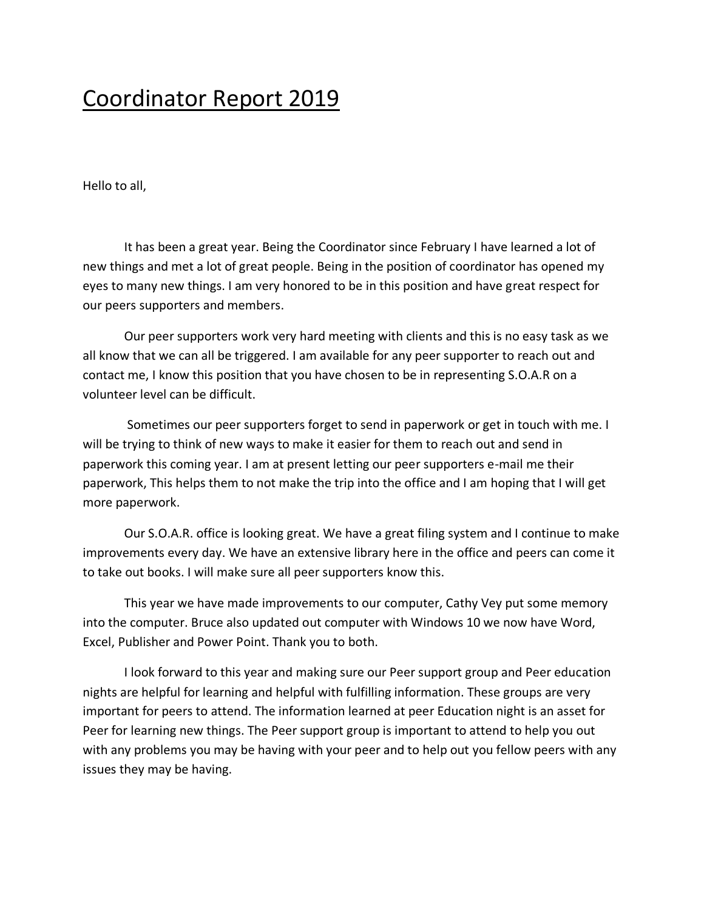# Coordinator Report 2019

Hello to all,

It has been a great year. Being the Coordinator since February I have learned a lot of new things and met a lot of great people. Being in the position of coordinator has opened my eyes to many new things. I am very honored to be in this position and have great respect for our peers supporters and members.

Our peer supporters work very hard meeting with clients and this is no easy task as we all know that we can all be triggered. I am available for any peer supporter to reach out and contact me, I know this position that you have chosen to be in representing S.O.A.R on a volunteer level can be difficult.

Sometimes our peer supporters forget to send in paperwork or get in touch with me. I will be trying to think of new ways to make it easier for them to reach out and send in paperwork this coming year. I am at present letting our peer supporters e-mail me their paperwork, This helps them to not make the trip into the office and I am hoping that I will get more paperwork.

Our S.O.A.R. office is looking great. We have a great filing system and I continue to make improvements every day. We have an extensive library here in the office and peers can come it to take out books. I will make sure all peer supporters know this.

This year we have made improvements to our computer, Cathy Vey put some memory into the computer. Bruce also updated out computer with Windows 10 we now have Word, Excel, Publisher and Power Point. Thank you to both.

I look forward to this year and making sure our Peer support group and Peer education nights are helpful for learning and helpful with fulfilling information. These groups are very important for peers to attend. The information learned at peer Education night is an asset for Peer for learning new things. The Peer support group is important to attend to help you out with any problems you may be having with your peer and to help out you fellow peers with any issues they may be having.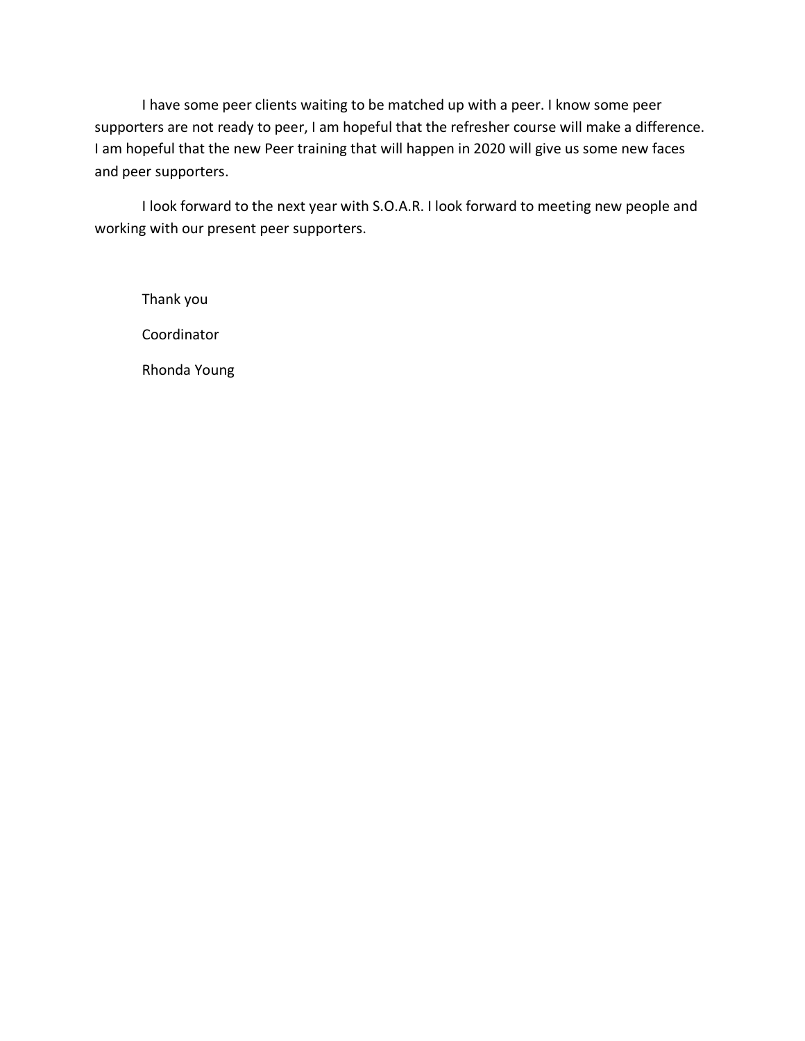I have some peer clients waiting to be matched up with a peer. I know some peer supporters are not ready to peer, I am hopeful that the refresher course will make a difference. I am hopeful that the new Peer training that will happen in 2020 will give us some new faces and peer supporters.

I look forward to the next year with S.O.A.R. I look forward to meeting new people and working with our present peer supporters.

Thank you

Coordinator

Rhonda Young